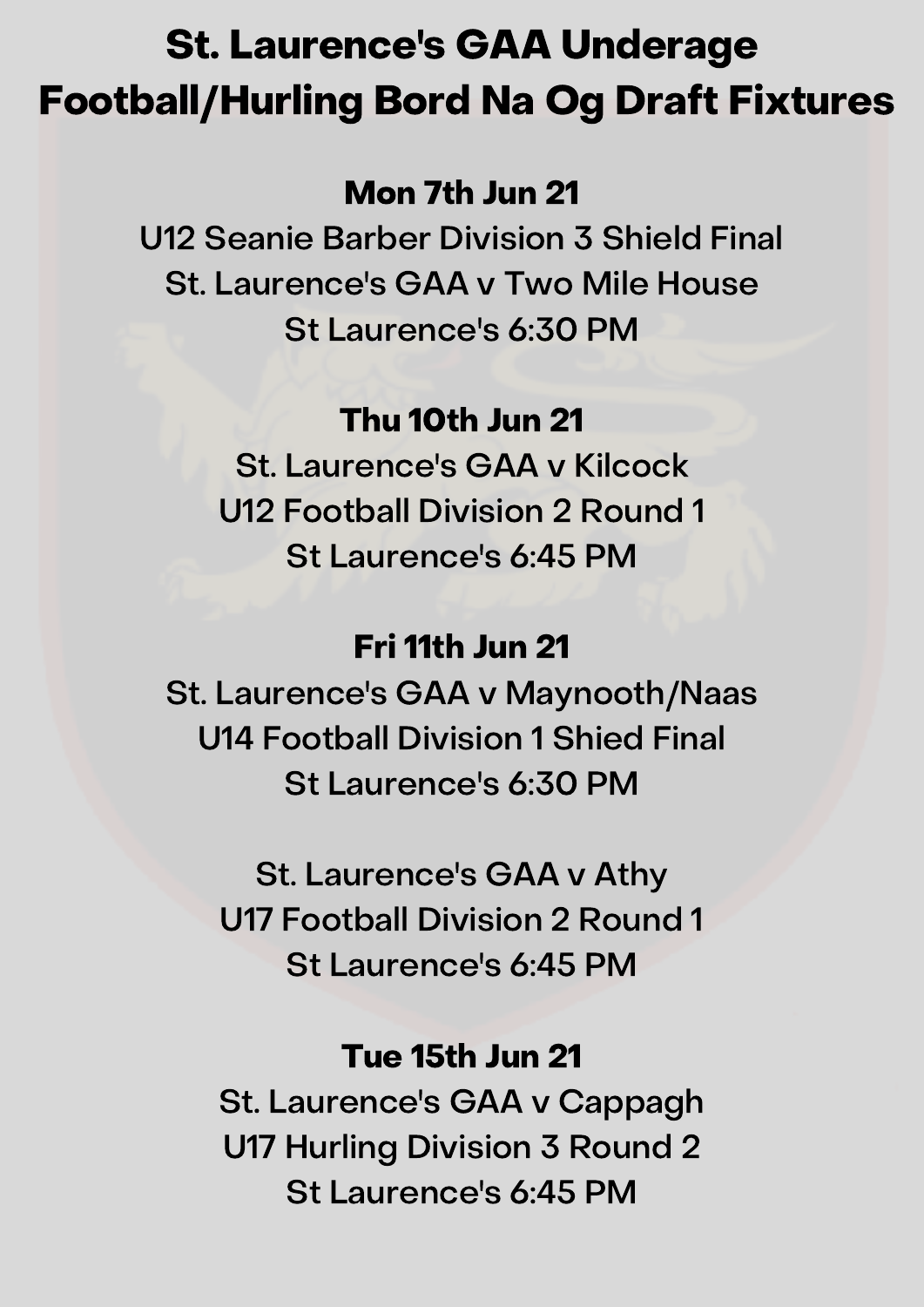# St. Laurence's GAA Underage Football/Hurling Bord Na Og Draft Fixtures

**Mon 7th Jun 21**

U12 Seanie Barber Division 3 Shield Final

St. Laurence's GAA v Two Mile House

St Laurence's 6:30 PM

**Thu 10th Jun 21**

St. Laurence's GAA v Kilcock

U12 Football Division 2 Round 1

St Laurence's 6:45 PM

**Fri 11th Jun 21**

St. Laurence's GAA v Maynooth/Naas

U14 Football Division 1 Shied Final

St Laurence's 6:30 PM

St. Laurence's GAA v Athy

U17 Football Division 2 Round 1

St Laurence's 6:45 PM

**Tue 15th Jun 21**

St. Laurence's GAA v Cappagh

U17 Hurling Division 3 Round 2

St Laurence's 6:45 PM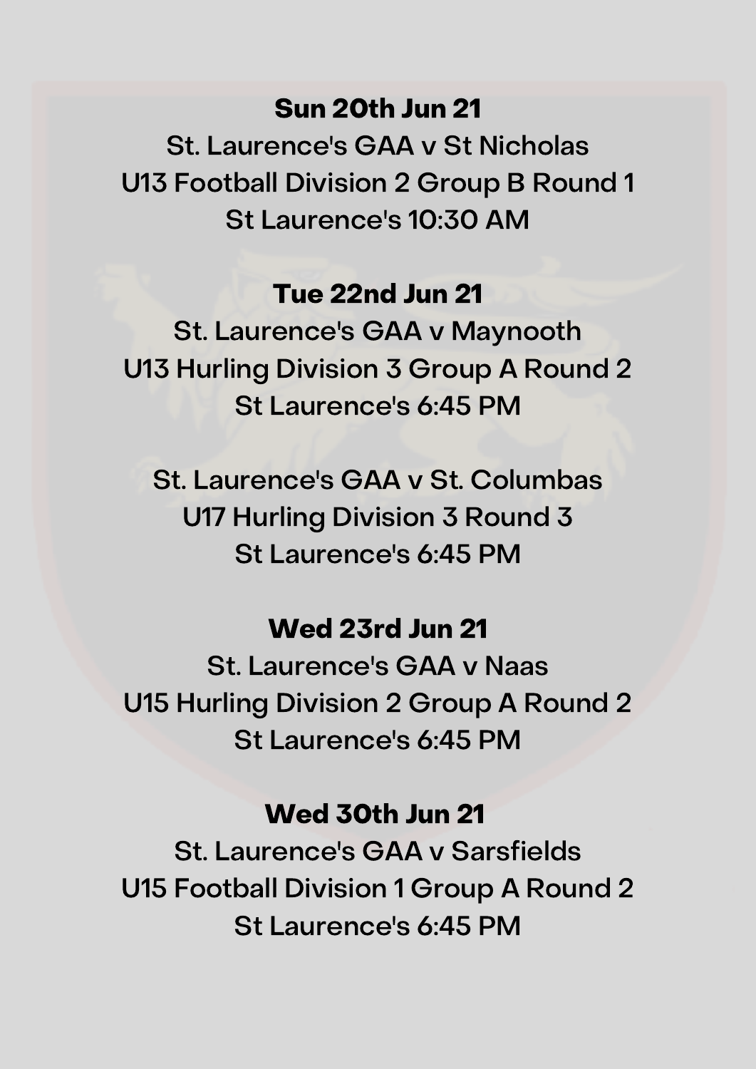**Sun 20th Jun 21**

St. Laurence's GAA v St Nicholas
U13 Football Division 2 Group B Round 1
St Laurence's 10:30 AM

**Tue 22nd Jun 21**

St. Laurence's GAA v Maynooth
U13 Hurling Division 3 Group A Round 2
St Laurence's 6:45 PM

St. Laurence's GAA v St. Columbas
U17 Hurling Division 3 Round 3
St Laurence's 6:45 PM

**Wed 23rd Jun 21**

St. Laurence's GAA v Naas
U15 Hurling Division 2 Group A Round 2
St Laurence's 6:45 PM

**Wed 30th Jun 21**

St. Laurence's GAA v Sarsfields
U15 Football Division 1 Group A Round 2
St Laurence's 6:45 PM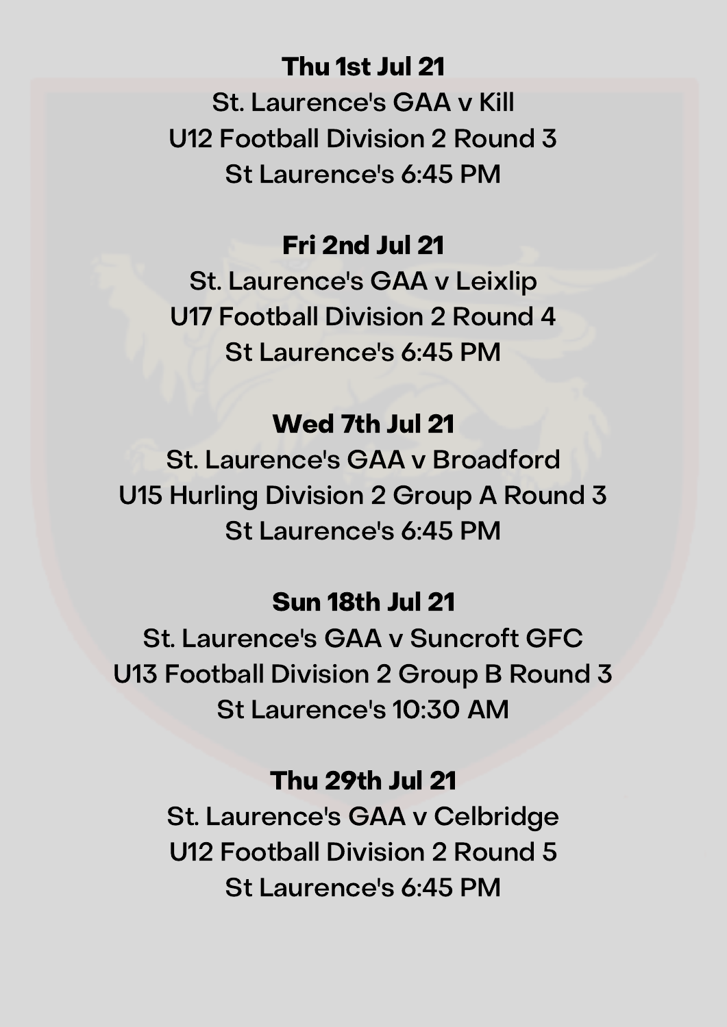**Thu 1st Jul 21**

St. Laurence's GAA v Kill

U12 Football Division 2 Round 3

St Laurence's 6:45 PM

**Fri 2nd Jul 21**

St. Laurence's GAA v Leixlip

U17 Football Division 2 Round 4

St Laurence's 6:45 PM

**Wed 7th Jul 21**

St. Laurence's GAA v Broadford

U15 Hurling Division 2 Group A Round 3

St Laurence's 6:45 PM

**Sun 18th Jul 21**

St. Laurence's GAA v Suncroft GFC

U13 Football Division 2 Group B Round 3

St Laurence's 10:30 AM

**Thu 29th Jul 21**

St. Laurence's GAA v Celbridge

U12 Football Division 2 Round 5

St Laurence's 6:45 PM